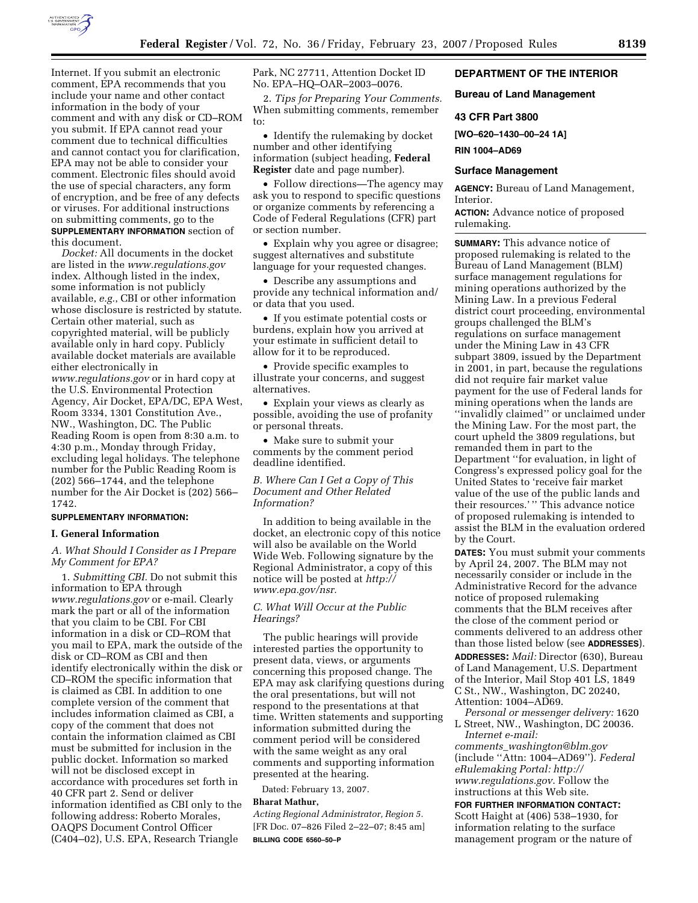Internet. If you submit an electronic comment, EPA recommends that you include your name and other contact information in the body of your comment and with any disk or CD–ROM you submit. If EPA cannot read your comment due to technical difficulties and cannot contact you for clarification, EPA may not be able to consider your comment. Electronic files should avoid the use of special characters, any form of encryption, and be free of any defects or viruses. For additional instructions on submitting comments, go to the **SUPPLEMENTARY INFORMATION** section of this document.

*Docket:* All documents in the docket are listed in the *www.regulations.gov* index. Although listed in the index, some information is not publicly available, *e.g.*, CBI or other information whose disclosure is restricted by statute. Certain other material, such as copyrighted material, will be publicly available only in hard copy. Publicly available docket materials are available either electronically in *www.regulations.gov* or in hard copy at the U.S. Environmental Protection Agency, Air Docket, EPA/DC, EPA West, Room 3334, 1301 Constitution Ave., NW., Washington, DC. The Public Reading Room is open from 8:30 a.m. to 4:30 p.m., Monday through Friday, excluding legal holidays. The telephone number for the Public Reading Room is (202) 566–1744, and the telephone number for the Air Docket is (202) 566–1742.

**SUPPLEMENTARY INFORMATION:**

## I. General Information

### A. What Should I Consider as I Prepare My Comment for EPA?

1. *Submitting CBI.* Do not submit this information to EPA through *www.regulations.gov* or e-mail. Clearly mark the part or all of the information that you claim to be CBI. For CBI information in a disk or CD–ROM that you mail to EPA, mark the outside of the disk or CD–ROM as CBI and then identify electronically within the disk or CD–ROM the specific information that is claimed as CBI. In addition to one complete version of the comment that includes information claimed as CBI, a copy of the comment that does not contain the information claimed as CBI must be submitted for inclusion in the public docket. Information so marked will not be disclosed except in accordance with procedures set forth in 40 CFR part 2. Send or deliver information identified as CBI only to the following address: Roberto Morales, OAQPS Document Control Officer (C404–02), U.S. EPA, Research Triangle Park, NC 27711, Attention Docket ID No. EPA–HQ–OAR–2003–0076.

2. *Tips for Preparing Your Comments.* When submitting comments, remember to:

- Identify the rulemaking by docket number and other identifying information (subject heading, **Federal Register** date and page number).
- Follow directions—The agency may ask you to respond to specific questions or organize comments by referencing a Code of Federal Regulations (CFR) part or section number.
- Explain why you agree or disagree; suggest alternatives and substitute language for your requested changes.
- Describe any assumptions and provide any technical information and/or data that you used.
- If you estimate potential costs or burdens, explain how you arrived at your estimate in sufficient detail to allow for it to be reproduced.
- Provide specific examples to illustrate your concerns, and suggest alternatives.
- Explain your views as clearly as possible, avoiding the use of profanity or personal threats.
- Make sure to submit your comments by the comment period deadline identified.

### B. Where Can I Get a Copy of This Document and Other Related Information?

In addition to being available in the docket, an electronic copy of this notice will also be available on the World Wide Web. Following signature by the Regional Administrator, a copy of this notice will be posted at *http://www.epa.gov/nsr.*

### C. What Will Occur at the Public Hearings?

The public hearings will provide interested parties the opportunity to present data, views, or arguments concerning this proposed change. The EPA may ask clarifying questions during the oral presentations, but will not respond to the presentations at that time. Written statements and supporting information submitted during the comment period will be considered with the same weight as any oral comments and supporting information presented at the hearing.

Dated: February 13, 2007.

**Bharat Mathur,**

*Acting Regional Administrator, Region 5.*

[FR Doc. 07–826 Filed 2–22–07; 8:45 am]

**BILLING CODE 6560–50–P**

## DEPARTMENT OF THE INTERIOR

### Bureau of Land Management

### 43 CFR Part 3800

**[WO–620–1430–00–24 1A]**

**RIN 1004–AD69**

### Surface Management

**AGENCY:** Bureau of Land Management, Interior.

**ACTION:** Advance notice of proposed rulemaking.

**SUMMARY:** This advance notice of proposed rulemaking is related to the Bureau of Land Management (BLM) surface management regulations for mining operations authorized by the Mining Law. In a previous Federal district court proceeding, environmental groups challenged the BLM's regulations on surface management under the Mining Law in 43 CFR subpart 3809, issued by the Department in 2001, in part, because the regulations did not require fair market value payment for the use of Federal lands for mining operations when the lands are ''invalidly claimed'' or unclaimed under the Mining Law. For the most part, the court upheld the 3809 regulations, but remanded them in part to the Department ''for evaluation, in light of Congress's expressed policy goal for the United States to 'receive fair market value of the use of the public lands and their resources.' '' This advance notice of proposed rulemaking is intended to assist the BLM in the evaluation ordered by the Court.

**DATES:** You must submit your comments by April 24, 2007. The BLM may not necessarily consider or include in the Administrative Record for the advance notice of proposed rulemaking comments that the BLM receives after the close of the comment period or comments delivered to an address other than those listed below (see **ADDRESSES**).

**ADDRESSES:** *Mail:* Director (630), Bureau of Land Management, U.S. Department of the Interior, Mail Stop 401 LS, 1849 C St., NW., Washington, DC 20240, Attention: 1004–AD69.

*Personal or messenger delivery:* 1620 L Street, NW., Washington, DC 20036.

*Internet e-mail: comments_washington@blm.gov* (include ''Attn: 1004–AD69''). *Federal eRulemaking Portal: http://www.regulations.gov.* Follow the instructions at this Web site.

**FOR FURTHER INFORMATION CONTACT:** Scott Haight at (406) 538–1930, for information relating to the surface management program or the nature of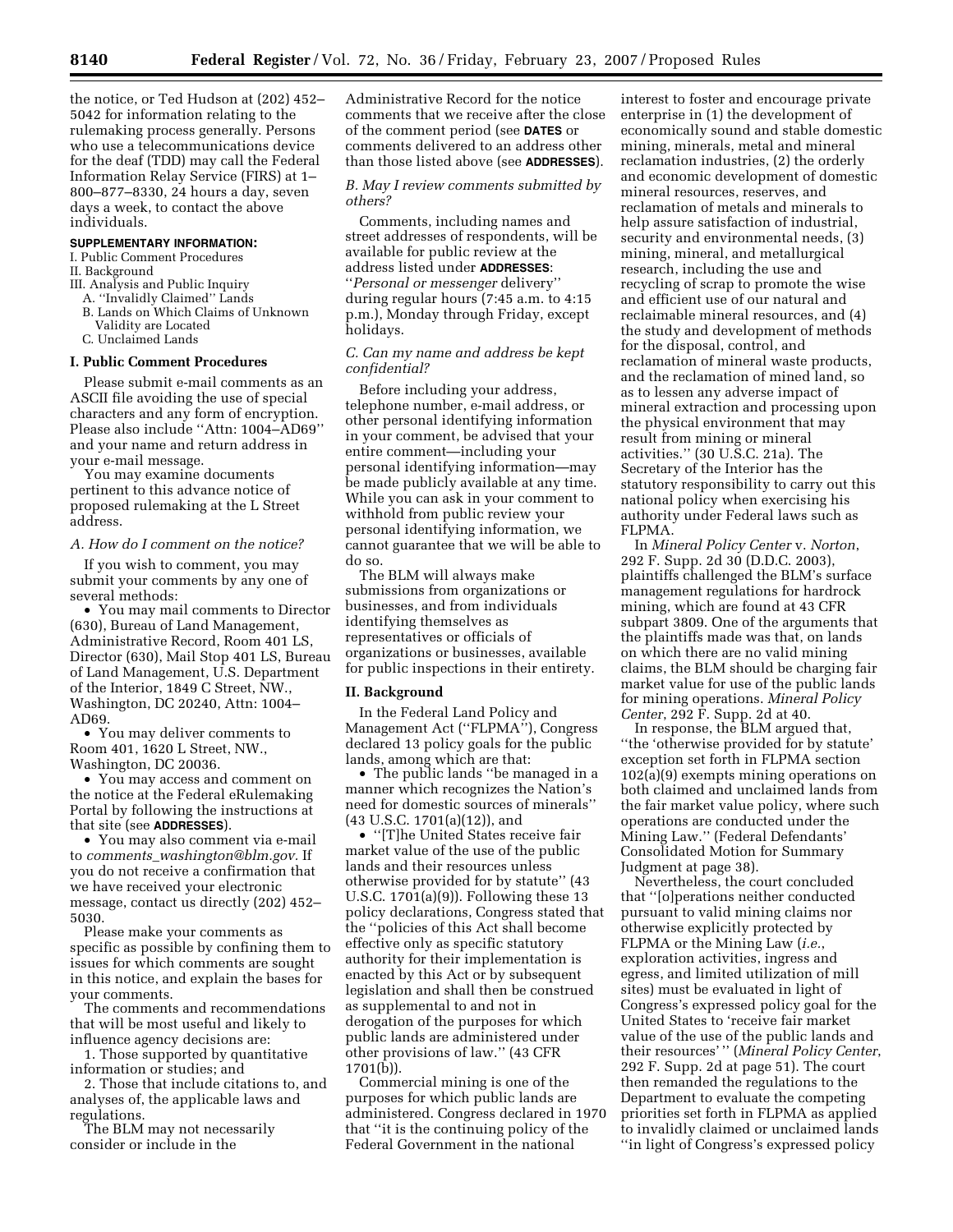the notice, or Ted Hudson at (202) 452–5042 for information relating to the rulemaking process generally. Persons who use a telecommunications device for the deaf (TDD) may call the Federal Information Relay Service (FIRS) at 1–800–877–8330, 24 hours a day, seven days a week, to contact the above individuals.

**SUPPLEMENTARY INFORMATION:**

I. Public Comment Procedures
II. Background
III. Analysis and Public Inquiry
A. ''Invalidly Claimed'' Lands
B. Lands on Which Claims of Unknown Validity are Located
C. Unclaimed Lands

## I. Public Comment Procedures

Please submit e-mail comments as an ASCII file avoiding the use of special characters and any form of encryption. Please also include ''Attn: 1004–AD69'' and your name and return address in your e-mail message.

You may examine documents pertinent to this advance notice of proposed rulemaking at the L Street address.

### *A. How do I comment on the notice?*

If you wish to comment, you may submit your comments by any one of several methods:

- You may mail comments to Director (630), Bureau of Land Management, Administrative Record, Room 401 LS, Director (630), Mail Stop 401 LS, Bureau of Land Management, U.S. Department of the Interior, 1849 C Street, NW., Washington, DC 20240, Attn: 1004–AD69.
- You may deliver comments to Room 401, 1620 L Street, NW., Washington, DC 20036.
- You may access and comment on the notice at the Federal eRulemaking Portal by following the instructions at that site (see **ADDRESSES**).
- You may also comment via e-mail to *comments_washington@blm.gov.* If you do not receive a confirmation that we have received your electronic message, contact us directly (202) 452–5030.

Please make your comments as specific as possible by confining them to issues for which comments are sought in this notice, and explain the bases for your comments.

The comments and recommendations that will be most useful and likely to influence agency decisions are:

1. Those supported by quantitative information or studies; and
2. Those that include citations to, and analyses of, the applicable laws and regulations.

The BLM may not necessarily consider or include in the Administrative Record for the notice comments that we receive after the close of the comment period (see **DATES** or comments delivered to an address other than those listed above (see **ADDRESSES**).

### *B. May I review comments submitted by others?*

Comments, including names and street addresses of respondents, will be available for public review at the address listed under **ADDRESSES**: ''*Personal or messenger* delivery'' during regular hours (7:45 a.m. to 4:15 p.m.), Monday through Friday, except holidays.

### *C. Can my name and address be kept confidential?*

Before including your address, telephone number, e-mail address, or other personal identifying information in your comment, be advised that your entire comment—including your personal identifying information—may be made publicly available at any time. While you can ask in your comment to withhold from public review your personal identifying information, we cannot guarantee that we will be able to do so.

The BLM will always make submissions from organizations or businesses, and from individuals identifying themselves as representatives or officials of organizations or businesses, available for public inspections in their entirety.

## II. Background

In the Federal Land Policy and Management Act (''FLPMA''), Congress declared 13 policy goals for the public lands, among which are that:

- The public lands ''be managed in a manner which recognizes the Nation's need for domestic sources of minerals'' (43 U.S.C. 1701(a)(12)), and
- ''[T]he United States receive fair market value of the use of the public lands and their resources unless otherwise provided for by statute'' (43 U.S.C. 1701(a)(9)). Following these 13 policy declarations, Congress stated that the ''policies of this Act shall become effective only as specific statutory authority for their implementation is enacted by this Act or by subsequent legislation and shall then be construed as supplemental to and not in derogation of the purposes for which public lands are administered under other provisions of law.'' (43 CFR 1701(b)).

Commercial mining is one of the purposes for which public lands are administered. Congress declared in 1970 that ''it is the continuing policy of the Federal Government in the national interest to foster and encourage private enterprise in (1) the development of economically sound and stable domestic mining, minerals, metal and mineral reclamation industries, (2) the orderly and economic development of domestic mineral resources, reserves, and reclamation of metals and minerals to help assure satisfaction of industrial, security and environmental needs, (3) mining, mineral, and metallurgical research, including the use and recycling of scrap to promote the wise and efficient use of our natural and reclaimable mineral resources, and (4) the study and development of methods for the disposal, control, and reclamation of mineral waste products, and the reclamation of mined land, so as to lessen any adverse impact of mineral extraction and processing upon the physical environment that may result from mining or mineral activities.'' (30 U.S.C. 21a). The Secretary of the Interior has the statutory responsibility to carry out this national policy when exercising his authority under Federal laws such as FLPMA.

In *Mineral Policy Center* v. *Norton*, 292 F. Supp. 2d 30 (D.D.C. 2003), plaintiffs challenged the BLM's surface management regulations for hardrock mining, which are found at 43 CFR subpart 3809. One of the arguments that the plaintiffs made was that, on lands on which there are no valid mining claims, the BLM should be charging fair market value for use of the public lands for mining operations. *Mineral Policy Center*, 292 F. Supp. 2d at 40.

In response, the BLM argued that, ''the 'otherwise provided for by statute' exception set forth in FLPMA section 102(a)(9) exempts mining operations on both claimed and unclaimed lands from the fair market value policy, where such operations are conducted under the Mining Law.'' (Federal Defendants' Consolidated Motion for Summary Judgment at page 38).

Nevertheless, the court concluded that ''[o]perations neither conducted pursuant to valid mining claims nor otherwise explicitly protected by FLPMA or the Mining Law (*i.e.*, exploration activities, ingress and egress, and limited utilization of mill sites) must be evaluated in light of Congress's expressed policy goal for the United States to 'receive fair market value of the use of the public lands and their resources' '' (*Mineral Policy Center*, 292 F. Supp. 2d at page 51). The court then remanded the regulations to the Department to evaluate the competing priorities set forth in FLPMA as applied to invalidly claimed or unclaimed lands ''in light of Congress's expressed policy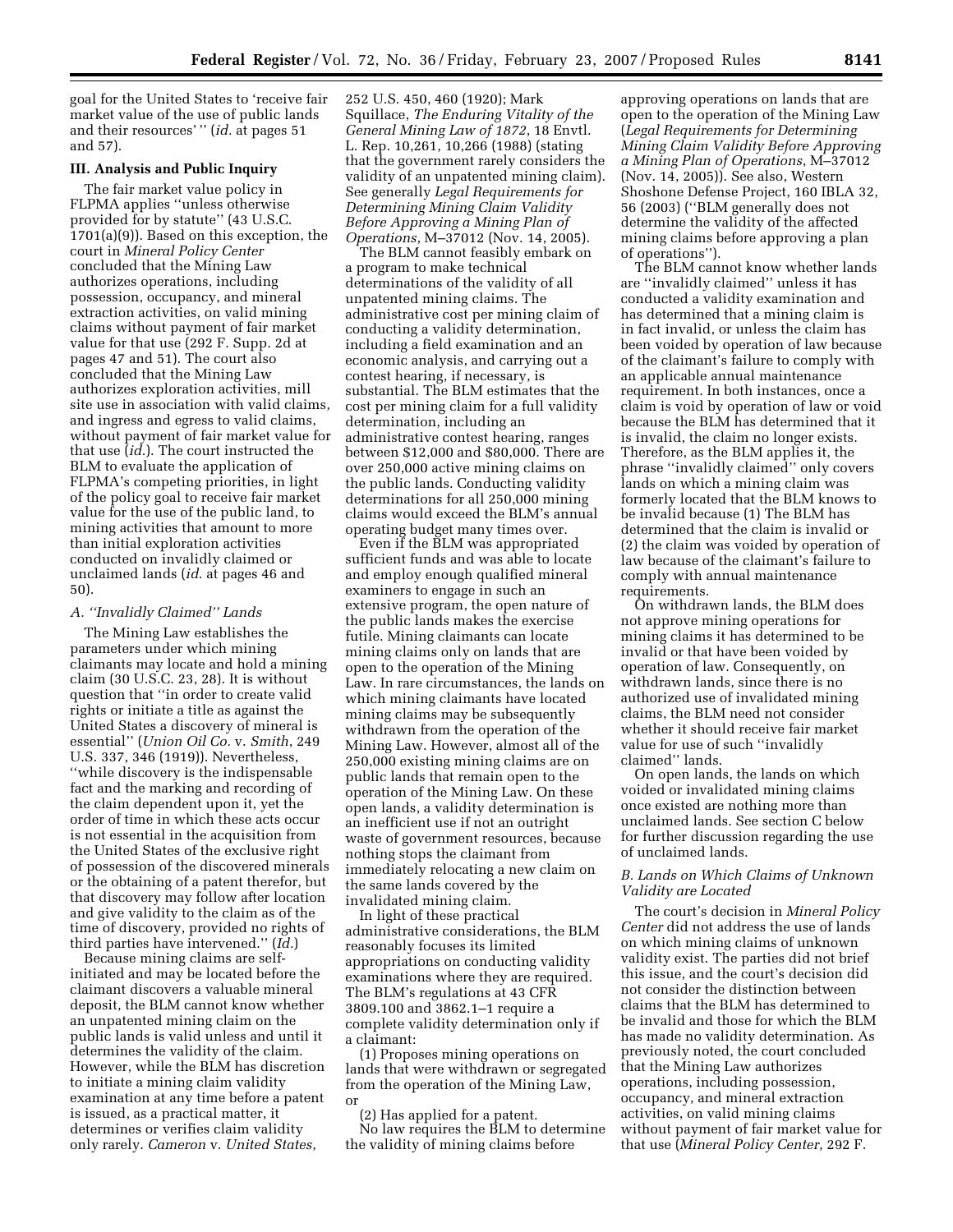goal for the United States to 'receive fair market value of the use of public lands and their resources' " (*id.* at pages 51 and 57).

### III. Analysis and Public Inquiry

The fair market value policy in FLPMA applies "unless otherwise provided for by statute" (43 U.S.C. 1701(a)(9)). Based on this exception, the court in *Mineral Policy Center* concluded that the Mining Law authorizes operations, including possession, occupancy, and mineral extraction activities, on valid mining claims without payment of fair market value for that use (292 F. Supp. 2d at pages 47 and 51). The court also concluded that the Mining Law authorizes exploration activities, mill site use in association with valid claims, and ingress and egress to valid claims, without payment of fair market value for that use (*id*.). The court instructed the BLM to evaluate the application of FLPMA's competing priorities, in light of the policy goal to receive fair market value for the use of the public land, to mining activities that amount to more than initial exploration activities conducted on invalidly claimed or unclaimed lands (*id*. at pages 46 and 50).

#### *A. "Invalidly Claimed" Lands*

The Mining Law establishes the parameters under which mining claimants may locate and hold a mining claim (30 U.S.C. 23, 28). It is without question that "in order to create valid rights or initiate a title as against the United States a discovery of mineral is essential" (*Union Oil Co.* v. *Smith*, 249 U.S. 337, 346 (1919)). Nevertheless, "while discovery is the indispensable fact and the marking and recording of the claim dependent upon it, yet the order of time in which these acts occur is not essential in the acquisition from the United States of the exclusive right of possession of the discovered minerals or the obtaining of a patent therefor, but that discovery may follow after location and give validity to the claim as of the time of discovery, provided no rights of third parties have intervened." (*Id.*)

Because mining claims are self-initiated and may be located before the claimant discovers a valuable mineral deposit, the BLM cannot know whether an unpatented mining claim on the public lands is valid unless and until it determines the validity of the claim. However, while the BLM has discretion to initiate a mining claim validity examination at any time before a patent is issued, as a practical matter, it determines or verifies claim validity only rarely. *Cameron* v. *United States*, 252 U.S. 450, 460 (1920); Mark Squillace, *The Enduring Vitality of the General Mining Law of 1872*, 18 Envtl. L. Rep. 10,261, 10,266 (1988) (stating that the government rarely considers the validity of an unpatented mining claim). See generally *Legal Requirements for Determining Mining Claim Validity Before Approving a Mining Plan of Operations*, M–37012 (Nov. 14, 2005).

The BLM cannot feasibly embark on a program to make technical determinations of the validity of all unpatented mining claims. The administrative cost per mining claim of conducting a validity determination, including a field examination and an economic analysis, and carrying out a contest hearing, if necessary, is substantial. The BLM estimates that the cost per mining claim for a full validity determination, including an administrative contest hearing, ranges between $12,000 and $80,000. There are over 250,000 active mining claims on the public lands. Conducting validity determinations for all 250,000 mining claims would exceed the BLM's annual operating budget many times over.

Even if the BLM was appropriated sufficient funds and was able to locate and employ enough qualified mineral examiners to engage in such an extensive program, the open nature of the public lands makes the exercise futile. Mining claimants can locate mining claims only on lands that are open to the operation of the Mining Law. In rare circumstances, the lands on which mining claimants have located mining claims may be subsequently withdrawn from the operation of the Mining Law. However, almost all of the 250,000 existing mining claims are on public lands that remain open to the operation of the Mining Law. On these open lands, a validity determination is an inefficient use if not an outright waste of government resources, because nothing stops the claimant from immediately relocating a new claim on the same lands covered by the invalidated mining claim.

In light of these practical administrative considerations, the BLM reasonably focuses its limited appropriations on conducting validity examinations where they are required. The BLM's regulations at 43 CFR 3809.100 and 3862.1–1 require a complete validity determination only if a claimant:

(1) Proposes mining operations on lands that were withdrawn or segregated from the operation of the Mining Law, or

(2) Has applied for a patent.

No law requires the BLM to determine the validity of mining claims before approving operations on lands that are open to the operation of the Mining Law (*Legal Requirements for Determining Mining Claim Validity Before Approving a Mining Plan of Operations*, M–37012 (Nov. 14, 2005)). See also, Western Shoshone Defense Project, 160 IBLA 32, 56 (2003) ("BLM generally does not determine the validity of the affected mining claims before approving a plan of operations").

The BLM cannot know whether lands are "invalidly claimed" unless it has conducted a validity examination and has determined that a mining claim is in fact invalid, or unless the claim has been voided by operation of law because of the claimant's failure to comply with an applicable annual maintenance requirement. In both instances, once a claim is void by operation of law or void because the BLM has determined that it is invalid, the claim no longer exists. Therefore, as the BLM applies it, the phrase "invalidly claimed" only covers lands on which a mining claim was formerly located that the BLM knows to be invalid because (1) The BLM has determined that the claim is invalid or (2) the claim was voided by operation of law because of the claimant's failure to comply with annual maintenance requirements.

On withdrawn lands, the BLM does not approve mining operations for mining claims it has determined to be invalid or that have been voided by operation of law. Consequently, on withdrawn lands, since there is no authorized use of invalidated mining claims, the BLM need not consider whether it should receive fair market value for use of such "invalidly claimed" lands.

On open lands, the lands on which voided or invalidated mining claims once existed are nothing more than unclaimed lands. See section C below for further discussion regarding the use of unclaimed lands.

#### *B. Lands on Which Claims of Unknown Validity are Located*

The court's decision in *Mineral Policy Center* did not address the use of lands on which mining claims of unknown validity exist. The parties did not brief this issue, and the court's decision did not consider the distinction between claims that the BLM has determined to be invalid and those for which the BLM has made no validity determination. As previously noted, the court concluded that the Mining Law authorizes operations, including possession, occupancy, and mineral extraction activities, on valid mining claims without payment of fair market value for that use (*Mineral Policy Center*, 292 F.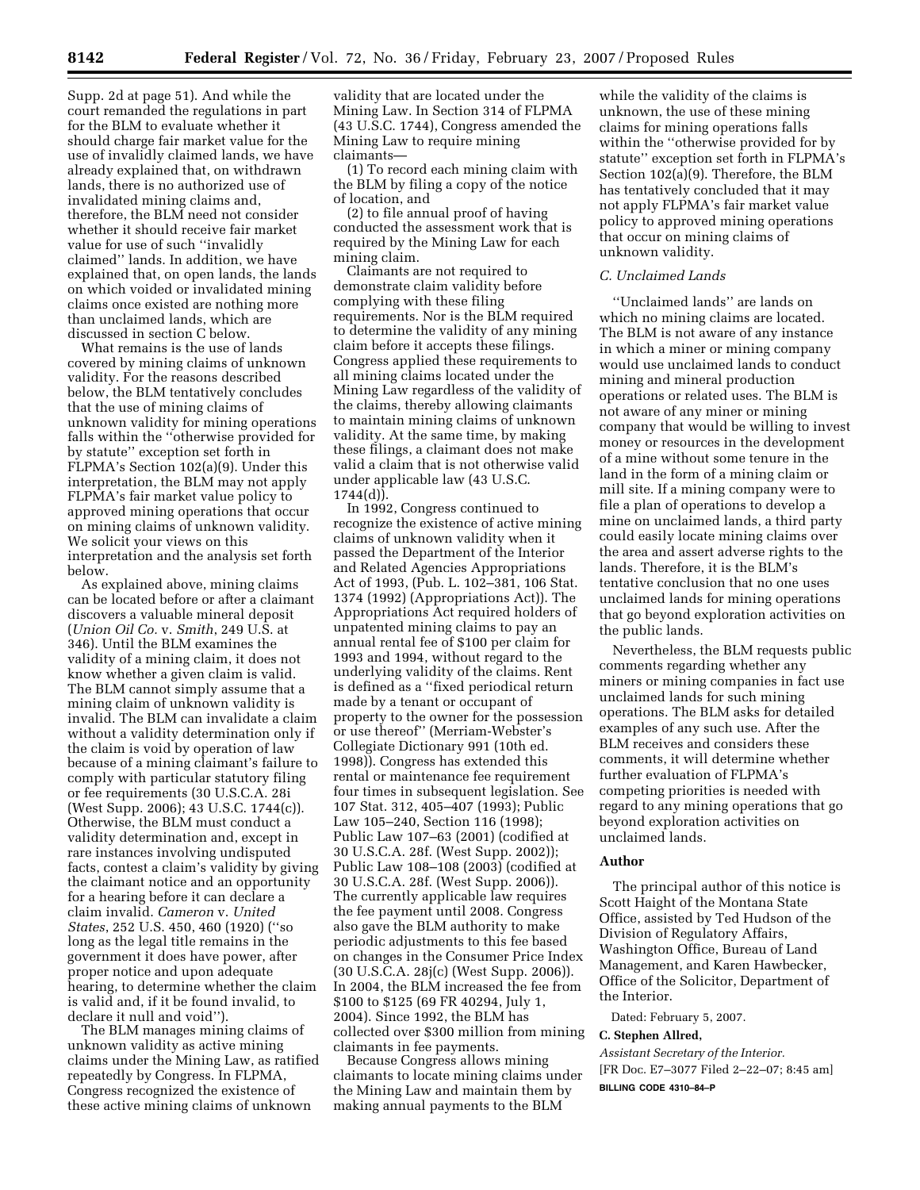Supp. 2d at page 51). And while the court remanded the regulations in part for the BLM to evaluate whether it should charge fair market value for the use of invalidly claimed lands, we have already explained that, on withdrawn lands, there is no authorized use of invalidated mining claims and, therefore, the BLM need not consider whether it should receive fair market value for use of such ''invalidly claimed'' lands. In addition, we have explained that, on open lands, the lands on which voided or invalidated mining claims once existed are nothing more than unclaimed lands, which are discussed in section C below.

What remains is the use of lands covered by mining claims of unknown validity. For the reasons described below, the BLM tentatively concludes that the use of mining claims of unknown validity for mining operations falls within the ''otherwise provided for by statute'' exception set forth in FLPMA's Section 102(a)(9). Under this interpretation, the BLM may not apply FLPMA's fair market value policy to approved mining operations that occur on mining claims of unknown validity. We solicit your views on this interpretation and the analysis set forth below.

As explained above, mining claims can be located before or after a claimant discovers a valuable mineral deposit (*Union Oil Co.* v. *Smith*, 249 U.S. at 346). Until the BLM examines the validity of a mining claim, it does not know whether a given claim is valid. The BLM cannot simply assume that a mining claim of unknown validity is invalid. The BLM can invalidate a claim without a validity determination only if the claim is void by operation of law because of a mining claimant's failure to comply with particular statutory filing or fee requirements (30 U.S.C.A. 28i (West Supp. 2006); 43 U.S.C. 1744(c)). Otherwise, the BLM must conduct a validity determination and, except in rare instances involving undisputed facts, contest a claim's validity by giving the claimant notice and an opportunity for a hearing before it can declare a claim invalid. *Cameron* v. *United States*, 252 U.S. 450, 460 (1920) (''so long as the legal title remains in the government it does have power, after proper notice and upon adequate hearing, to determine whether the claim is valid and, if it be found invalid, to declare it null and void'').

The BLM manages mining claims of unknown validity as active mining claims under the Mining Law, as ratified repeatedly by Congress. In FLPMA, Congress recognized the existence of these active mining claims of unknown validity that are located under the Mining Law. In Section 314 of FLPMA (43 U.S.C. 1744), Congress amended the Mining Law to require mining claimants—

(1) To record each mining claim with the BLM by filing a copy of the notice of location, and

(2) to file annual proof of having conducted the assessment work that is required by the Mining Law for each mining claim.

Claimants are not required to demonstrate claim validity before complying with these filing requirements. Nor is the BLM required to determine the validity of any mining claim before it accepts these filings. Congress applied these requirements to all mining claims located under the Mining Law regardless of the validity of the claims, thereby allowing claimants to maintain mining claims of unknown validity. At the same time, by making these filings, a claimant does not make valid a claim that is not otherwise valid under applicable law (43 U.S.C. 1744(d)).

In 1992, Congress continued to recognize the existence of active mining claims of unknown validity when it passed the Department of the Interior and Related Agencies Appropriations Act of 1993, (Pub. L. 102–381, 106 Stat. 1374 (1992) (Appropriations Act)). The Appropriations Act required holders of unpatented mining claims to pay an annual rental fee of $100 per claim for 1993 and 1994, without regard to the underlying validity of the claims. Rent is defined as a ''fixed periodical return made by a tenant or occupant of property to the owner for the possession or use thereof'' (Merriam-Webster's Collegiate Dictionary 991 (10th ed. 1998)). Congress has extended this rental or maintenance fee requirement four times in subsequent legislation. See 107 Stat. 312, 405–407 (1993); Public Law 105–240, Section 116 (1998); Public Law 107–63 (2001) (codified at 30 U.S.C.A. 28f. (West Supp. 2002)); Public Law 108–108 (2003) (codified at 30 U.S.C.A. 28f. (West Supp. 2006)). The currently applicable law requires the fee payment until 2008. Congress also gave the BLM authority to make periodic adjustments to this fee based on changes in the Consumer Price Index (30 U.S.C.A. 28j(c) (West Supp. 2006)). In 2004, the BLM increased the fee from $100 to $125 (69 FR 40294, July 1, 2004). Since 1992, the BLM has collected over $300 million from mining claimants in fee payments.

Because Congress allows mining claimants to locate mining claims under the Mining Law and maintain them by making annual payments to the BLM while the validity of the claims is unknown, the use of these mining claims for mining operations falls within the ''otherwise provided for by statute'' exception set forth in FLPMA's Section 102(a)(9). Therefore, the BLM has tentatively concluded that it may not apply FLPMA's fair market value policy to approved mining operations that occur on mining claims of unknown validity.

### *C. Unclaimed Lands*

''Unclaimed lands'' are lands on which no mining claims are located. The BLM is not aware of any instance in which a miner or mining company would use unclaimed lands to conduct mining and mineral production operations or related uses. The BLM is not aware of any miner or mining company that would be willing to invest money or resources in the development of a mine without some tenure in the land in the form of a mining claim or mill site. If a mining company were to file a plan of operations to develop a mine on unclaimed lands, a third party could easily locate mining claims over the area and assert adverse rights to the lands. Therefore, it is the BLM's tentative conclusion that no one uses unclaimed lands for mining operations that go beyond exploration activities on the public lands.

Nevertheless, the BLM requests public comments regarding whether any miners or mining companies in fact use unclaimed lands for such mining operations. The BLM asks for detailed examples of any such use. After the BLM receives and considers these comments, it will determine whether further evaluation of FLPMA's competing priorities is needed with regard to any mining operations that go beyond exploration activities on unclaimed lands.

## Author

The principal author of this notice is Scott Haight of the Montana State Office, assisted by Ted Hudson of the Division of Regulatory Affairs, Washington Office, Bureau of Land Management, and Karen Hawbecker, Office of the Solicitor, Department of the Interior.

Dated: February 5, 2007.

**C. Stephen Allred,**

*Assistant Secretary of the Interior.*

[FR Doc. E7–3077 Filed 2–22–07; 8:45 am]

**BILLING CODE 4310–84–P**